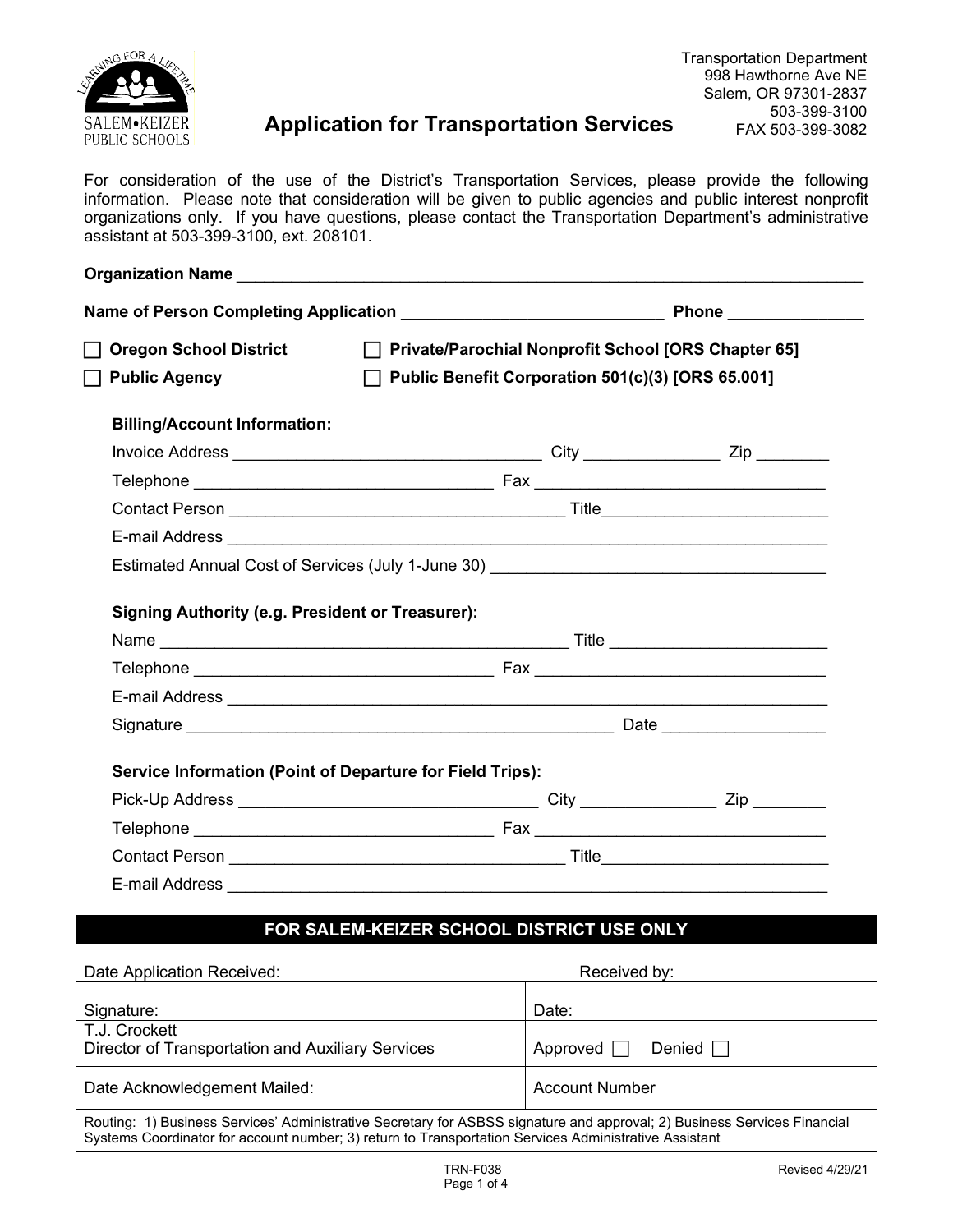Transportation Department
998 Hawthorne Ave NE
Salem, OR 97301-2837
503-399-3100
FAX 503-399-3082

# Application for Transportation Services

For consideration of the use of the District's Transportation Services, please provide the following information. Please note that consideration will be given to public agencies and public interest nonprofit organizations only. If you have questions, please contact the Transportation Department's administrative assistant at 503-399-3100, ext. 208101.

**Organization Name** ______________________________________________

**Name of Person Completing Application** ____________________ **Phone** ____________

☐ **Oregon School District** ☐ **Private/Parochial Nonprofit School [ORS Chapter 65]**

☐ **Public Agency** ☐ **Public Benefit Corporation 501(c)(3) [ORS 65.001]**

**Billing/Account Information:**

Invoice Address ______________________ City ____________ Zip ________

Telephone ______________________ Fax ______________________

Contact Person ______________________ Title ______________________

E-mail Address ______________________________________________

Estimated Annual Cost of Services (July 1-June 30) ______________________

**Signing Authority (e.g. President or Treasurer):**

Name ______________________ Title ______________________

Telephone ______________________ Fax ______________________

E-mail Address ______________________________________________

Signature ______________________ Date ____________

**Service Information (Point of Departure for Field Trips):**

Pick-Up Address ______________________ City ____________ Zip ________

Telephone ______________________ Fax ______________________

Contact Person ______________________ Title ______________________

E-mail Address ______________________________________________

| FOR SALEM-KEIZER SCHOOL DISTRICT USE ONLY | |
|---|---|
| Date Application Received: | Received by: |
| Signature: | Date: |
| T.J. Crockett<br>Director of Transportation and Auxiliary Services | Approved ☐ Denied ☐ |
| Date Acknowledgement Mailed: | Account Number |
| Routing: 1) Business Services' Administrative Secretary for ASBSS signature and approval; 2) Business Services Financial Systems Coordinator for account number; 3) return to Transportation Services Administrative Assistant | |

TRN-F038 Revised 4/29/21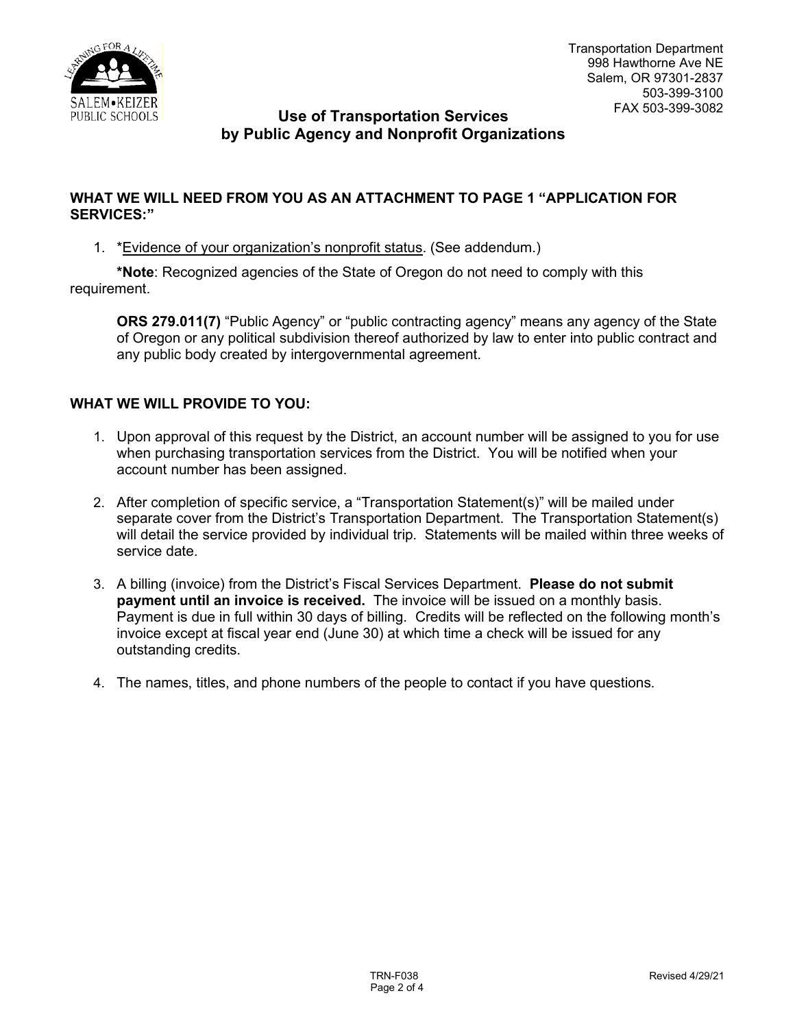Transportation Department
998 Hawthorne Ave NE
Salem, OR 97301-2837
503-399-3100
FAX 503-399-3082

## Use of Transportation Services by Public Agency and Nonprofit Organizations

### WHAT WE WILL NEED FROM YOU AS AN ATTACHMENT TO PAGE 1 "APPLICATION FOR SERVICES:"

1. *Evidence of your organization's nonprofit status. (See addendum.)

**\*Note**: Recognized agencies of the State of Oregon do not need to comply with this requirement.

> **ORS 279.011(7)** "Public Agency" or "public contracting agency" means any agency of the State of Oregon or any political subdivision thereof authorized by law to enter into public contract and any public body created by intergovernmental agreement.

### WHAT WE WILL PROVIDE TO YOU:

1. Upon approval of this request by the District, an account number will be assigned to you for use when purchasing transportation services from the District. You will be notified when your account number has been assigned.
2. After completion of specific service, a "Transportation Statement(s)" will be mailed under separate cover from the District's Transportation Department. The Transportation Statement(s) will detail the service provided by individual trip. Statements will be mailed within three weeks of service date.
3. A billing (invoice) from the District's Fiscal Services Department. **Please do not submit payment until an invoice is received.** The invoice will be issued on a monthly basis. Payment is due in full within 30 days of billing. Credits will be reflected on the following month's invoice except at fiscal year end (June 30) at which time a check will be issued for any outstanding credits.
4. The names, titles, and phone numbers of the people to contact if you have questions.

TRN-F038 Revised 4/29/21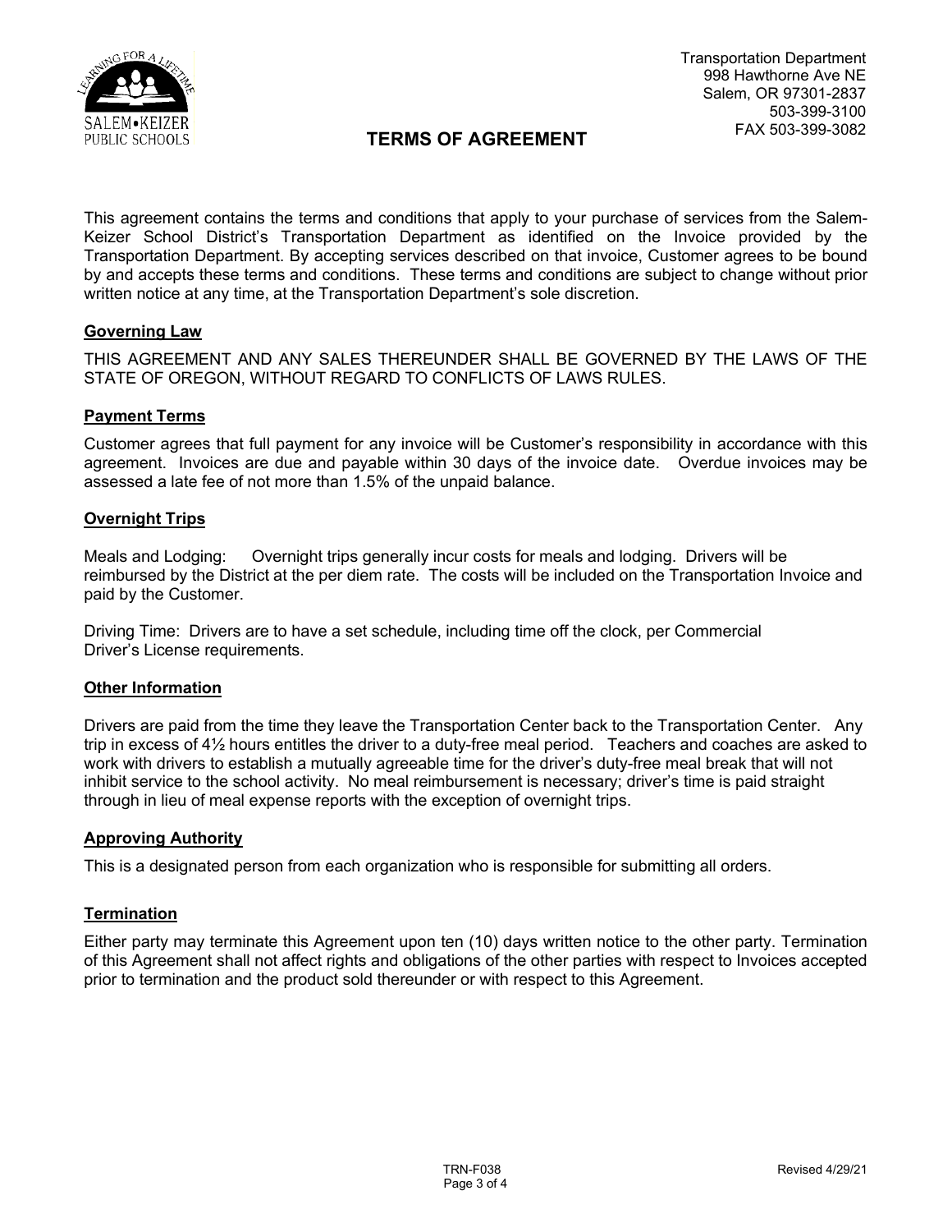Transportation Department
998 Hawthorne Ave NE
Salem, OR 97301-2837
503-399-3100
FAX 503-399-3082

# TERMS OF AGREEMENT

This agreement contains the terms and conditions that apply to your purchase of services from the Salem-Keizer School District's Transportation Department as identified on the Invoice provided by the Transportation Department. By accepting services described on that invoice, Customer agrees to be bound by and accepts these terms and conditions. These terms and conditions are subject to change without prior written notice at any time, at the Transportation Department's sole discretion.

## Governing Law

THIS AGREEMENT AND ANY SALES THEREUNDER SHALL BE GOVERNED BY THE LAWS OF THE STATE OF OREGON, WITHOUT REGARD TO CONFLICTS OF LAWS RULES.

## Payment Terms

Customer agrees that full payment for any invoice will be Customer's responsibility in accordance with this agreement. Invoices are due and payable within 30 days of the invoice date. Overdue invoices may be assessed a late fee of not more than 1.5% of the unpaid balance.

## Overnight Trips

Meals and Lodging: Overnight trips generally incur costs for meals and lodging. Drivers will be reimbursed by the District at the per diem rate. The costs will be included on the Transportation Invoice and paid by the Customer.

Driving Time: Drivers are to have a set schedule, including time off the clock, per Commercial Driver's License requirements.

## Other Information

Drivers are paid from the time they leave the Transportation Center back to the Transportation Center. Any trip in excess of 4½ hours entitles the driver to a duty-free meal period. Teachers and coaches are asked to work with drivers to establish a mutually agreeable time for the driver's duty-free meal break that will not inhibit service to the school activity. No meal reimbursement is necessary; driver's time is paid straight through in lieu of meal expense reports with the exception of overnight trips.

## Approving Authority

This is a designated person from each organization who is responsible for submitting all orders.

## Termination

Either party may terminate this Agreement upon ten (10) days written notice to the other party. Termination of this Agreement shall not affect rights and obligations of the other parties with respect to Invoices accepted prior to termination and the product sold thereunder or with respect to this Agreement.

TRN-F038 Revised 4/29/21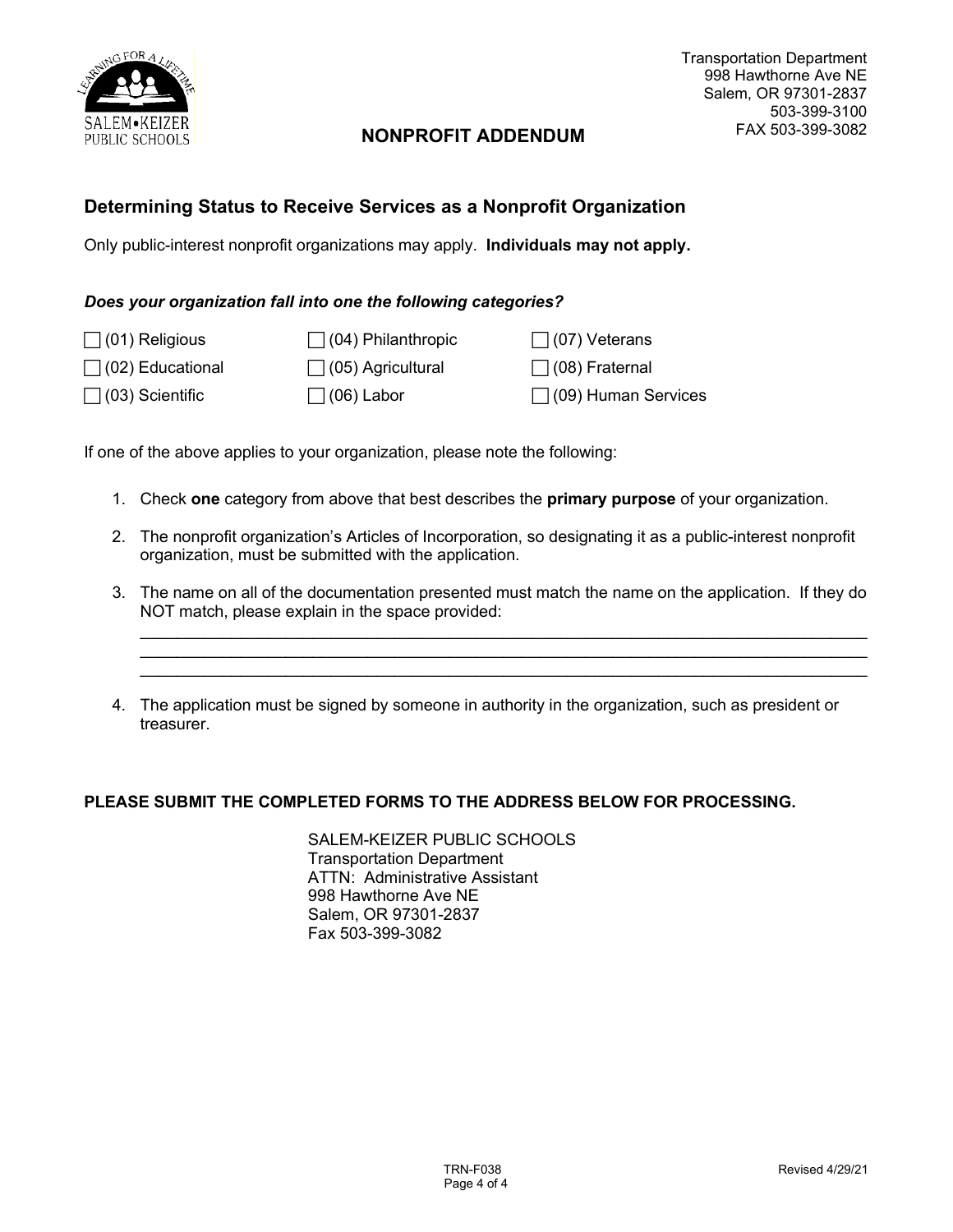Transportation Department
998 Hawthorne Ave NE
Salem, OR 97301-2837
503-399-3100
FAX 503-399-3082

# NONPROFIT ADDENDUM

## Determining Status to Receive Services as a Nonprofit Organization

Only public-interest nonprofit organizations may apply. **Individuals may not apply.**

***Does your organization fall into one the following categories?***

| | | |
|---|---|---|
| ☐ (01) Religious | ☐ (04) Philanthropic | ☐ (07) Veterans |
| ☐ (02) Educational | ☐ (05) Agricultural | ☐ (08) Fraternal |
| ☐ (03) Scientific | ☐ (06) Labor | ☐ (09) Human Services |

If one of the above applies to your organization, please note the following:

1. Check **one** category from above that best describes the **primary purpose** of your organization.
2. The nonprofit organization's Articles of Incorporation, so designating it as a public-interest nonprofit organization, must be submitted with the application.
3. The name on all of the documentation presented must match the name on the application. If they do NOT match, please explain in the space provided:
   ______________________________________________________________________________
   ______________________________________________________________________________
   ______________________________________________________________________________
4. The application must be signed by someone in authority in the organization, such as president or treasurer.

**PLEASE SUBMIT THE COMPLETED FORMS TO THE ADDRESS BELOW FOR PROCESSING.**

SALEM-KEIZER PUBLIC SCHOOLS
Transportation Department
ATTN: Administrative Assistant
998 Hawthorne Ave NE
Salem, OR 97301-2837
Fax 503-399-3082

TRN-F038 Revised 4/29/21